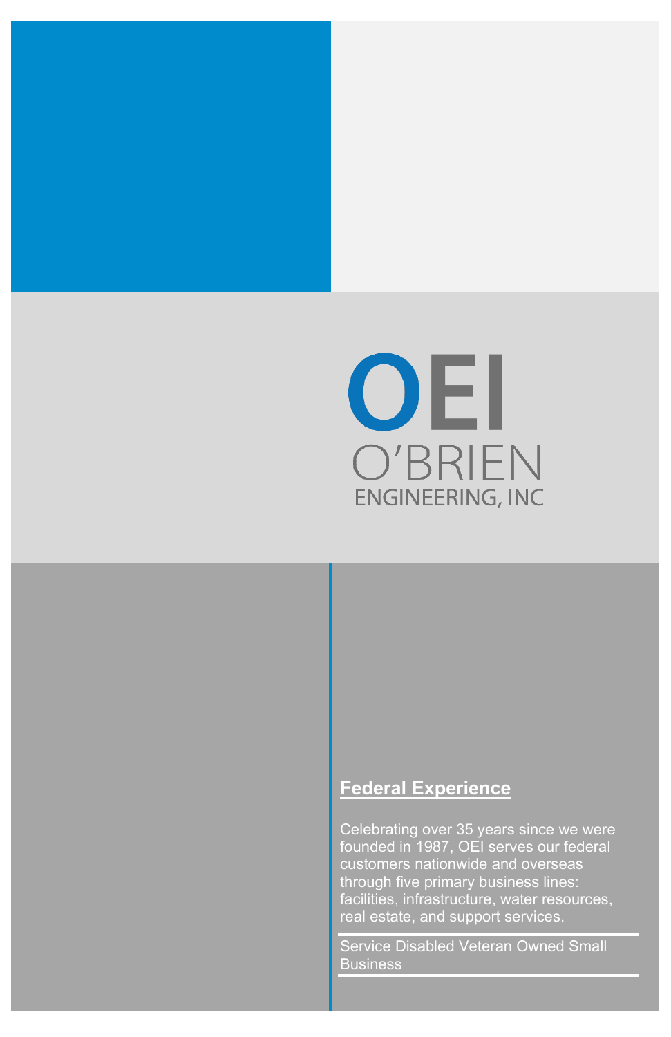# OEI

O'BRIEN ENGINEERING, INC

## Federal Experience

Celebrating over 35 years since we were founded in 1987, OEI serves our federal customers nationwide and overseas through five primary business lines: facilities, infrastructure, water resources, real estate, and support services.

Service Disabled Veteran Owned Small Business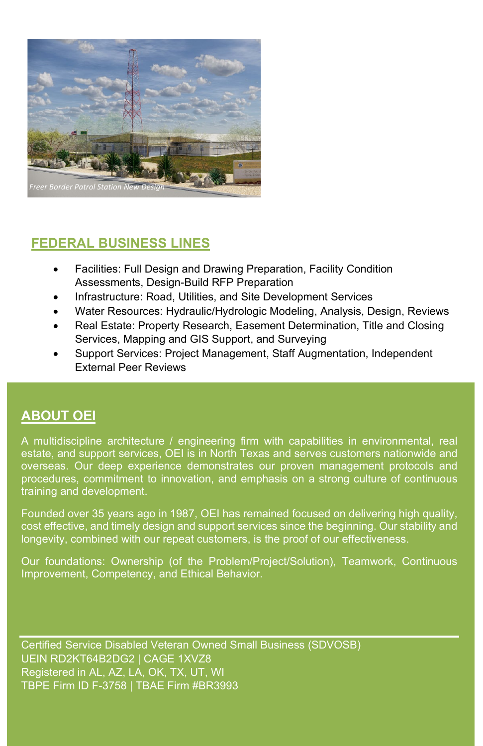*Freer Border Patrol Station New Design*

## FEDERAL BUSINESS LINES

- Facilities: Full Design and Drawing Preparation, Facility Condition Assessments, Design-Build RFP Preparation
- Infrastructure: Road, Utilities, and Site Development Services
- Water Resources: Hydraulic/Hydrologic Modeling, Analysis, Design, Reviews
- Real Estate: Property Research, Easement Determination, Title and Closing Services, Mapping and GIS Support, and Surveying
- Support Services: Project Management, Staff Augmentation, Independent External Peer Reviews

## ABOUT OEI

A multidiscipline architecture / engineering firm with capabilities in environmental, real estate, and support services, OEI is in North Texas and serves customers nationwide and overseas. Our deep experience demonstrates our proven management protocols and procedures, commitment to innovation, and emphasis on a strong culture of continuous training and development.

Founded over 35 years ago in 1987, OEI has remained focused on delivering high quality, cost effective, and timely design and support services since the beginning. Our stability and longevity, combined with our repeat customers, is the proof of our effectiveness.

Our foundations: Ownership (of the Problem/Project/Solution), Teamwork, Continuous Improvement, Competency, and Ethical Behavior.

---

Certified Service Disabled Veteran Owned Small Business (SDVOSB)
UEIN RD2KT64B2DG2 | CAGE 1XVZ8
Registered in AL, AZ, LA, OK, TX, UT, WI
TBPE Firm ID F-3758 | TBAE Firm #BR3993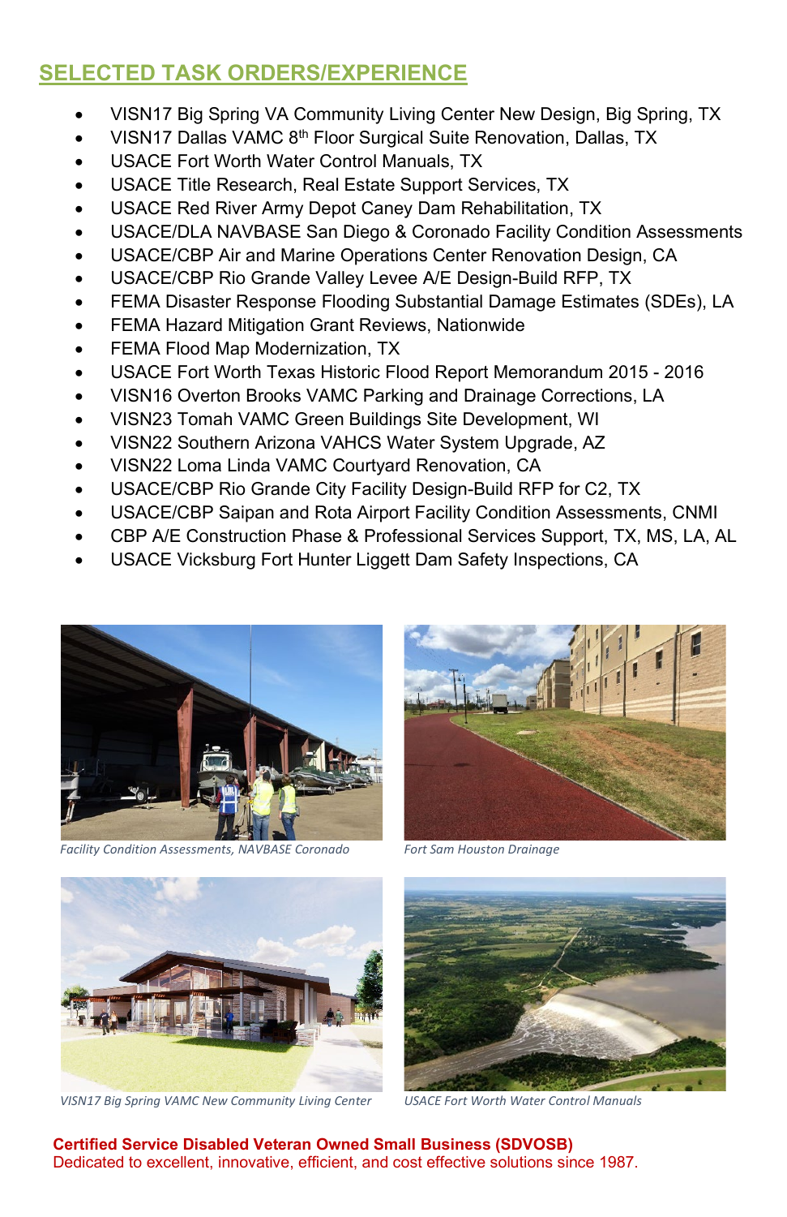## SELECTED TASK ORDERS/EXPERIENCE

- VISN17 Big Spring VA Community Living Center New Design, Big Spring, TX
- VISN17 Dallas VAMC 8th Floor Surgical Suite Renovation, Dallas, TX
- USACE Fort Worth Water Control Manuals, TX
- USACE Title Research, Real Estate Support Services, TX
- USACE Red River Army Depot Caney Dam Rehabilitation, TX
- USACE/DLA NAVBASE San Diego & Coronado Facility Condition Assessments
- USACE/CBP Air and Marine Operations Center Renovation Design, CA
- USACE/CBP Rio Grande Valley Levee A/E Design-Build RFP, TX
- FEMA Disaster Response Flooding Substantial Damage Estimates (SDEs), LA
- FEMA Hazard Mitigation Grant Reviews, Nationwide
- FEMA Flood Map Modernization, TX
- USACE Fort Worth Texas Historic Flood Report Memorandum 2015 - 2016
- VISN16 Overton Brooks VAMC Parking and Drainage Corrections, LA
- VISN23 Tomah VAMC Green Buildings Site Development, WI
- VISN22 Southern Arizona VAHCS Water System Upgrade, AZ
- VISN22 Loma Linda VAMC Courtyard Renovation, CA
- USACE/CBP Rio Grande City Facility Design-Build RFP for C2, TX
- USACE/CBP Saipan and Rota Airport Facility Condition Assessments, CNMI
- CBP A/E Construction Phase & Professional Services Support, TX, MS, LA, AL
- USACE Vicksburg Fort Hunter Liggett Dam Safety Inspections, CA

*Facility Condition Assessments, NAVBASE Coronado*

*Fort Sam Houston Drainage*

*VISN17 Big Spring VAMC New Community Living Center*

*USACE Fort Worth Water Control Manuals*

**Certified Service Disabled Veteran Owned Small Business (SDVOSB)**
Dedicated to excellent, innovative, efficient, and cost effective solutions since 1987.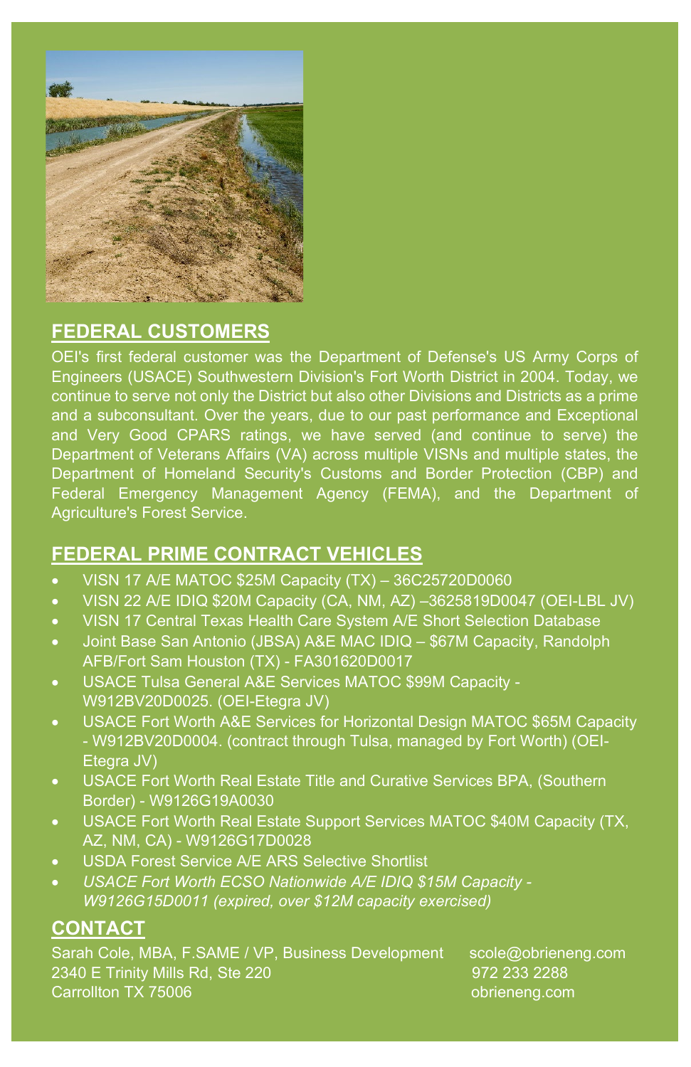## FEDERAL CUSTOMERS

OEI's first federal customer was the Department of Defense's US Army Corps of Engineers (USACE) Southwestern Division's Fort Worth District in 2004. Today, we continue to serve not only the District but also other Divisions and Districts as a prime and a subconsultant. Over the years, due to our past performance and Exceptional and Very Good CPARS ratings, we have served (and continue to serve) the Department of Veterans Affairs (VA) across multiple VISNs and multiple states, the Department of Homeland Security's Customs and Border Protection (CBP) and Federal Emergency Management Agency (FEMA), and the Department of Agriculture's Forest Service.

## FEDERAL PRIME CONTRACT VEHICLES

- VISN 17 A/E MATOC $25M Capacity (TX) – 36C25720D0060
- VISN 22 A/E IDIQ $20M Capacity (CA, NM, AZ) –3625819D0047 (OEI-LBL JV)
- VISN 17 Central Texas Health Care System A/E Short Selection Database
- Joint Base San Antonio (JBSA) A&E MAC IDIQ – $67M Capacity, Randolph AFB/Fort Sam Houston (TX) - FA301620D0017
- USACE Tulsa General A&E Services MATOC $99M Capacity - W912BV20D0025. (OEI-Etegra JV)
- USACE Fort Worth A&E Services for Horizontal Design MATOC $65M Capacity - W912BV20D0004. (contract through Tulsa, managed by Fort Worth) (OEI-Etegra JV)
- USACE Fort Worth Real Estate Title and Curative Services BPA, (Southern Border) - W9126G19A0030
- USACE Fort Worth Real Estate Support Services MATOC $40M Capacity (TX, AZ, NM, CA) - W9126G17D0028
- USDA Forest Service A/E ARS Selective Shortlist
- *USACE Fort Worth ECSO Nationwide A/E IDIQ $15M Capacity - W9126G15D0011 (expired, over $12M capacity exercised)*

## CONTACT

Sarah Cole, MBA, F.SAME / VP, Business Development
2340 E Trinity Mills Rd, Ste 220
Carrollton TX 75006

scole@obrieneng.com
972 233 2288
obrieneng.com